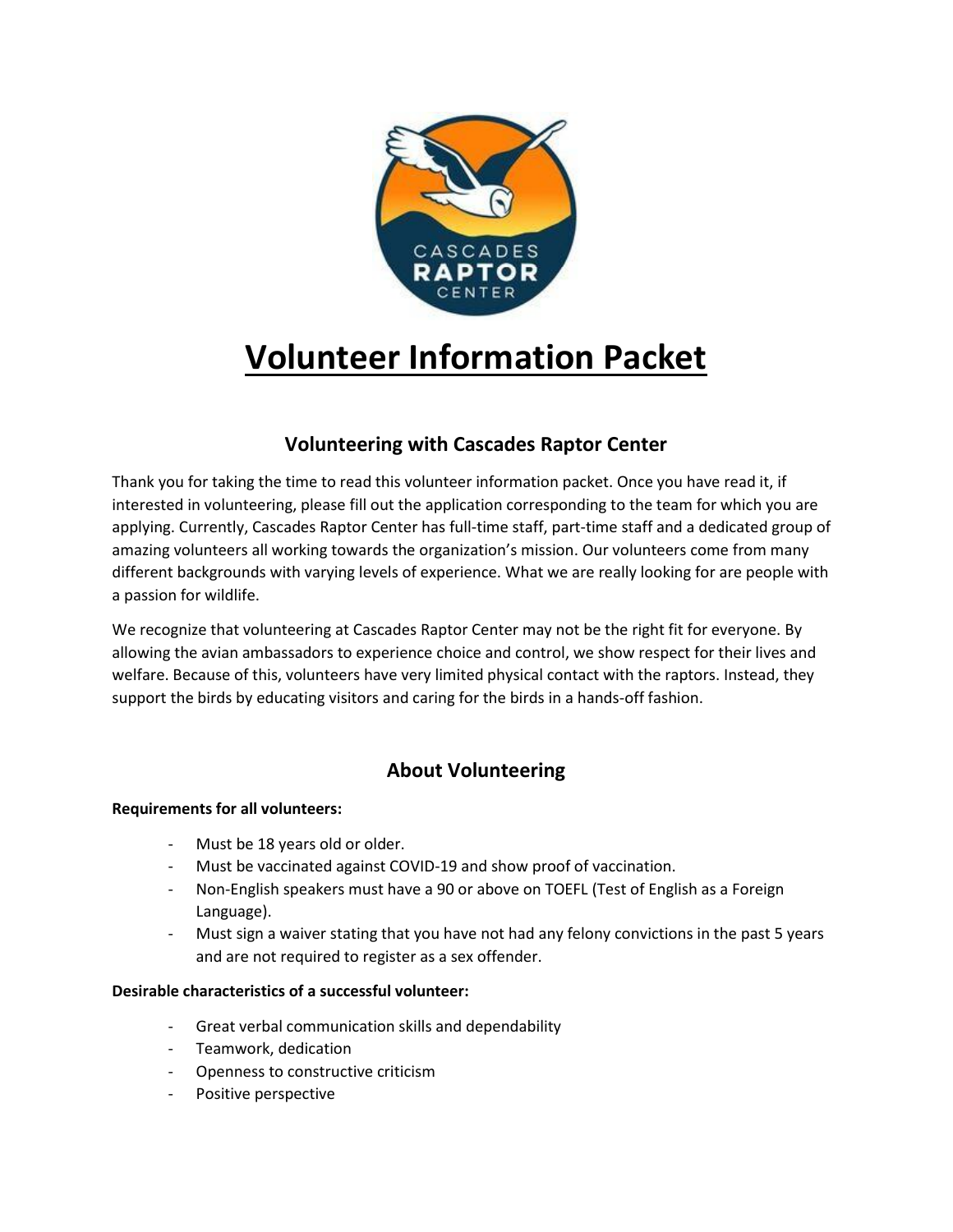# Volunteer Information Packet

## Volunteering with Cascades Raptor Center

Thank you for taking the time to read this volunteer information packet. Once you have read it, if interested in volunteering, please fill out the application corresponding to the team for which you are applying. Currently, Cascades Raptor Center has full-time staff, part-time staff and a dedicated group of amazing volunteers all working towards the organization's mission. Our volunteers come from many different backgrounds with varying levels of experience. What we are really looking for are people with a passion for wildlife.

We recognize that volunteering at Cascades Raptor Center may not be the right fit for everyone. By allowing the avian ambassadors to experience choice and control, we show respect for their lives and welfare. Because of this, volunteers have very limited physical contact with the raptors. Instead, they support the birds by educating visitors and caring for the birds in a hands-off fashion.

## About Volunteering

**Requirements for all volunteers:**

- Must be 18 years old or older.
- Must be vaccinated against COVID-19 and show proof of vaccination.
- Non-English speakers must have a 90 or above on TOEFL (Test of English as a Foreign Language).
- Must sign a waiver stating that you have not had any felony convictions in the past 5 years and are not required to register as a sex offender.

**Desirable characteristics of a successful volunteer:**

- Great verbal communication skills and dependability
- Teamwork, dedication
- Openness to constructive criticism
- Positive perspective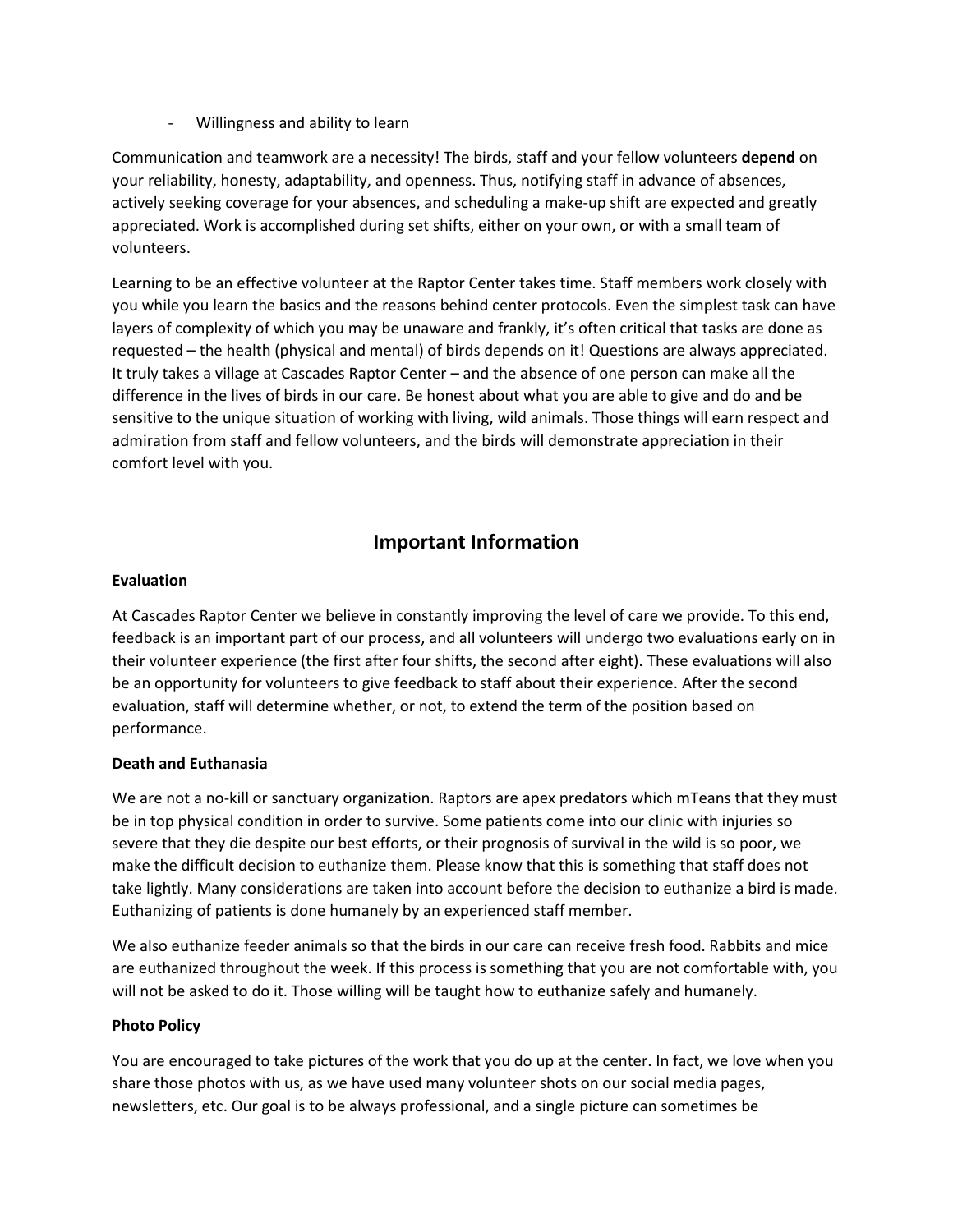- Willingness and ability to learn

Communication and teamwork are a necessity! The birds, staff and your fellow volunteers **depend** on your reliability, honesty, adaptability, and openness. Thus, notifying staff in advance of absences, actively seeking coverage for your absences, and scheduling a make-up shift are expected and greatly appreciated. Work is accomplished during set shifts, either on your own, or with a small team of volunteers.

Learning to be an effective volunteer at the Raptor Center takes time. Staff members work closely with you while you learn the basics and the reasons behind center protocols. Even the simplest task can have layers of complexity of which you may be unaware and frankly, it's often critical that tasks are done as requested – the health (physical and mental) of birds depends on it! Questions are always appreciated. It truly takes a village at Cascades Raptor Center – and the absence of one person can make all the difference in the lives of birds in our care. Be honest about what you are able to give and do and be sensitive to the unique situation of working with living, wild animals. Those things will earn respect and admiration from staff and fellow volunteers, and the birds will demonstrate appreciation in their comfort level with you.

## Important Information

**Evaluation**

At Cascades Raptor Center we believe in constantly improving the level of care we provide. To this end, feedback is an important part of our process, and all volunteers will undergo two evaluations early on in their volunteer experience (the first after four shifts, the second after eight). These evaluations will also be an opportunity for volunteers to give feedback to staff about their experience. After the second evaluation, staff will determine whether, or not, to extend the term of the position based on performance.

**Death and Euthanasia**

We are not a no-kill or sanctuary organization. Raptors are apex predators which mTeans that they must be in top physical condition in order to survive. Some patients come into our clinic with injuries so severe that they die despite our best efforts, or their prognosis of survival in the wild is so poor, we make the difficult decision to euthanize them. Please know that this is something that staff does not take lightly. Many considerations are taken into account before the decision to euthanize a bird is made. Euthanizing of patients is done humanely by an experienced staff member.

We also euthanize feeder animals so that the birds in our care can receive fresh food. Rabbits and mice are euthanized throughout the week. If this process is something that you are not comfortable with, you will not be asked to do it. Those willing will be taught how to euthanize safely and humanely.

**Photo Policy**

You are encouraged to take pictures of the work that you do up at the center. In fact, we love when you share those photos with us, as we have used many volunteer shots on our social media pages, newsletters, etc. Our goal is to be always professional, and a single picture can sometimes be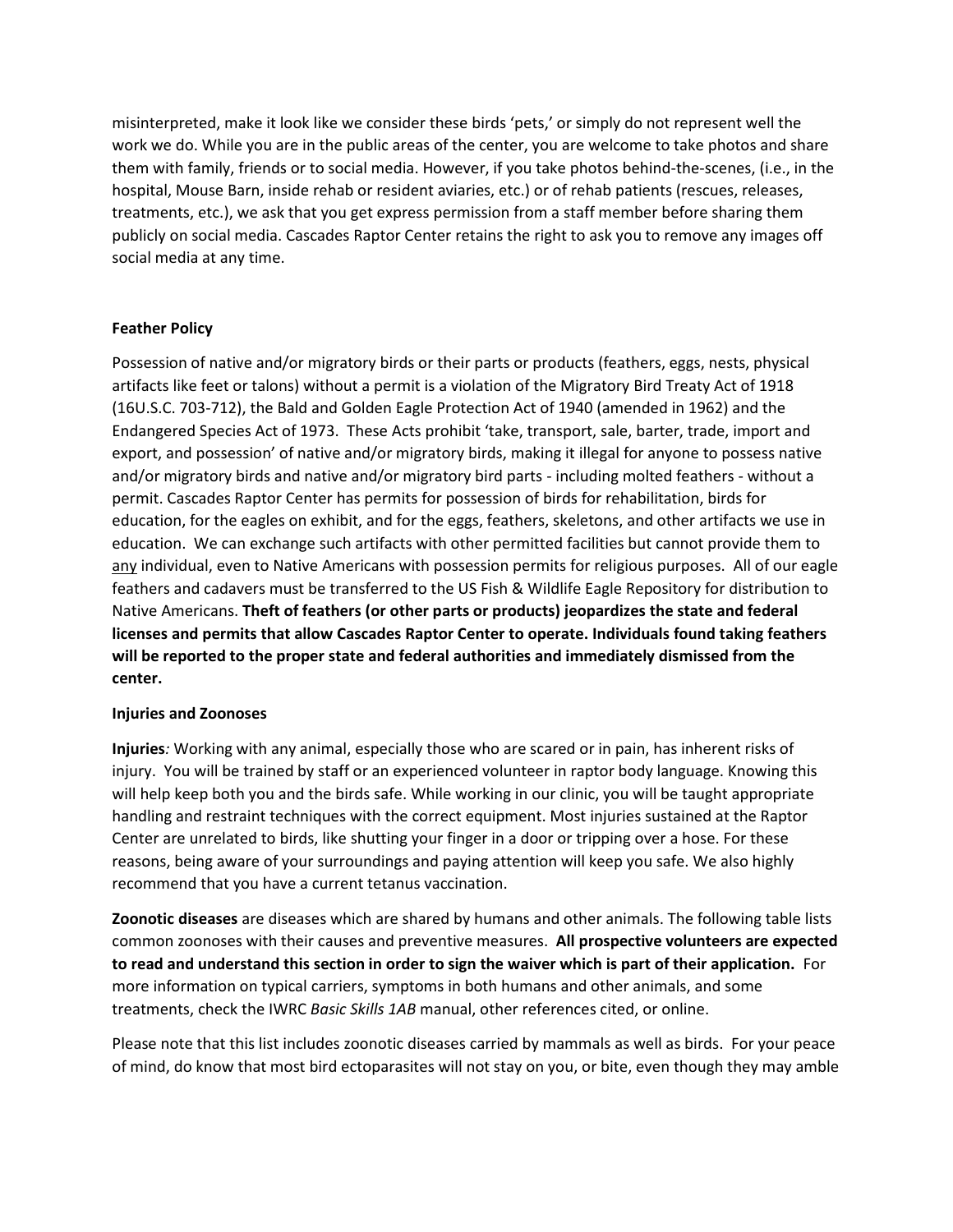misinterpreted, make it look like we consider these birds 'pets,' or simply do not represent well the work we do. While you are in the public areas of the center, you are welcome to take photos and share them with family, friends or to social media. However, if you take photos behind-the-scenes, (i.e., in the hospital, Mouse Barn, inside rehab or resident aviaries, etc.) or of rehab patients (rescues, releases, treatments, etc.), we ask that you get express permission from a staff member before sharing them publicly on social media. Cascades Raptor Center retains the right to ask you to remove any images off social media at any time.

**Feather Policy**

Possession of native and/or migratory birds or their parts or products (feathers, eggs, nests, physical artifacts like feet or talons) without a permit is a violation of the Migratory Bird Treaty Act of 1918 (16U.S.C. 703-712), the Bald and Golden Eagle Protection Act of 1940 (amended in 1962) and the Endangered Species Act of 1973. These Acts prohibit 'take, transport, sale, barter, trade, import and export, and possession' of native and/or migratory birds, making it illegal for anyone to possess native and/or migratory birds and native and/or migratory bird parts - including molted feathers - without a permit. Cascades Raptor Center has permits for possession of birds for rehabilitation, birds for education, for the eagles on exhibit, and for the eggs, feathers, skeletons, and other artifacts we use in education. We can exchange such artifacts with other permitted facilities but cannot provide them to <u>any</u> individual, even to Native Americans with possession permits for religious purposes. All of our eagle feathers and cadavers must be transferred to the US Fish & Wildlife Eagle Repository for distribution to Native Americans. **Theft of feathers (or other parts or products) jeopardizes the state and federal licenses and permits that allow Cascades Raptor Center to operate. Individuals found taking feathers will be reported to the proper state and federal authorities and immediately dismissed from the center.**

**Injuries and Zoonoses**

**Injuries***:* Working with any animal, especially those who are scared or in pain, has inherent risks of injury. You will be trained by staff or an experienced volunteer in raptor body language. Knowing this will help keep both you and the birds safe. While working in our clinic, you will be taught appropriate handling and restraint techniques with the correct equipment. Most injuries sustained at the Raptor Center are unrelated to birds, like shutting your finger in a door or tripping over a hose. For these reasons, being aware of your surroundings and paying attention will keep you safe. We also highly recommend that you have a current tetanus vaccination.

**Zoonotic diseases** are diseases which are shared by humans and other animals. The following table lists common zoonoses with their causes and preventive measures. **All prospective volunteers are expected to read and understand this section in order to sign the waiver which is part of their application.** For more information on typical carriers, symptoms in both humans and other animals, and some treatments, check the IWRC *Basic Skills 1AB* manual, other references cited, or online.

Please note that this list includes zoonotic diseases carried by mammals as well as birds. For your peace of mind, do know that most bird ectoparasites will not stay on you, or bite, even though they may amble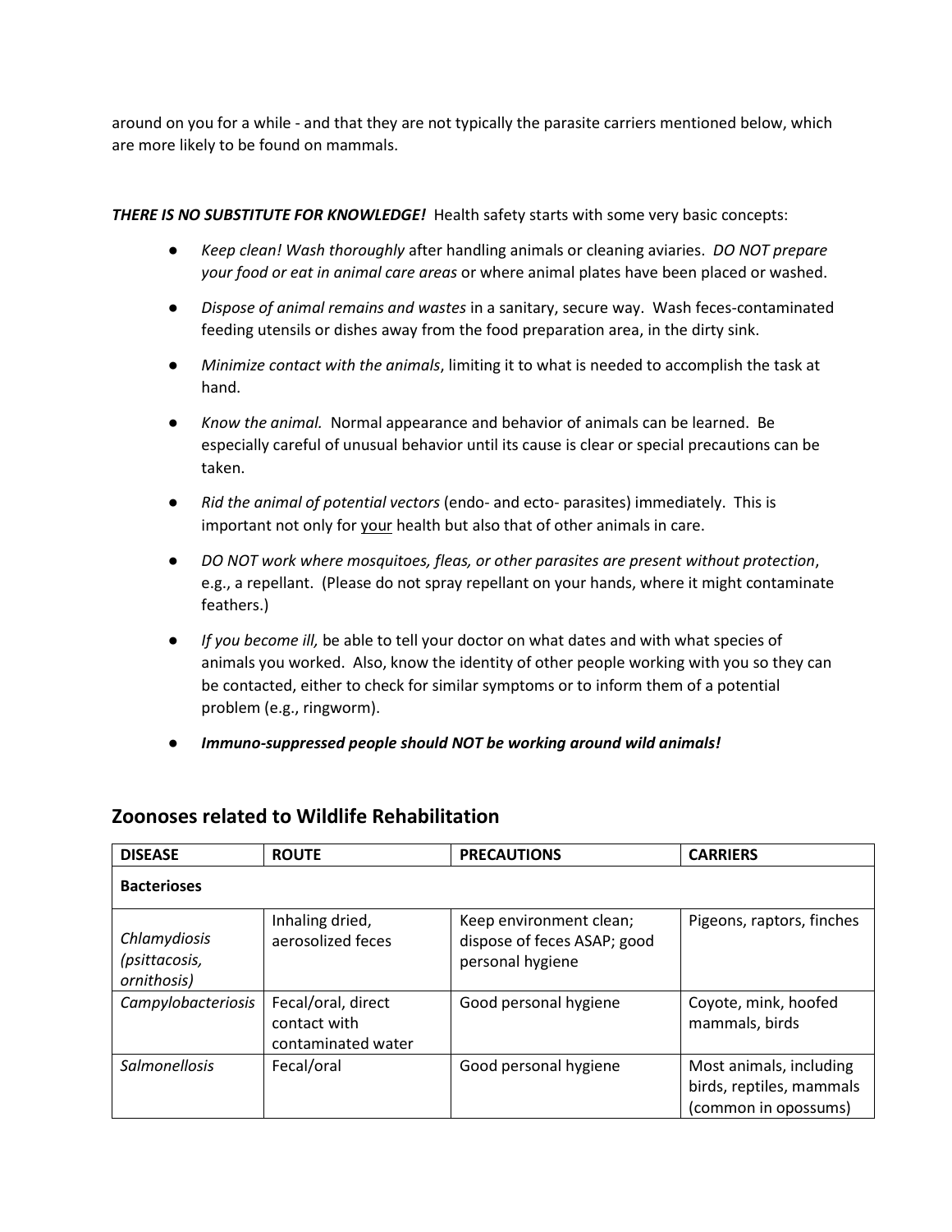around on you for a while - and that they are not typically the parasite carriers mentioned below, which are more likely to be found on mammals.

***THERE IS NO SUBSTITUTE FOR KNOWLEDGE!*** Health safety starts with some very basic concepts:

- *Keep clean! Wash thoroughly* after handling animals or cleaning aviaries. *DO NOT prepare your food or eat in animal care areas* or where animal plates have been placed or washed.
- *Dispose of animal remains and wastes* in a sanitary, secure way. Wash feces-contaminated feeding utensils or dishes away from the food preparation area, in the dirty sink.
- *Minimize contact with the animals*, limiting it to what is needed to accomplish the task at hand.
- *Know the animal.* Normal appearance and behavior of animals can be learned. Be especially careful of unusual behavior until its cause is clear or special precautions can be taken.
- *Rid the animal of potential vectors* (endo- and ecto- parasites) immediately. This is important not only for <u>your</u> health but also that of other animals in care.
- *DO NOT work where mosquitoes, fleas, or other parasites are present without protection*, e.g., a repellant. (Please do not spray repellant on your hands, where it might contaminate feathers.)
- *If you become ill,* be able to tell your doctor on what dates and with what species of animals you worked. Also, know the identity of other people working with you so they can be contacted, either to check for similar symptoms or to inform them of a potential problem (e.g., ringworm).
- ***Immuno-suppressed people should NOT be working around wild animals!***

## Zoonoses related to Wildlife Rehabilitation

| DISEASE | ROUTE | PRECAUTIONS | CARRIERS |
|---|---|---|---|
| **Bacterioses** | | | |
| *Chlamydiosis (psittacosis, ornithosis)* | Inhaling dried, aerosolized feces | Keep environment clean; dispose of feces ASAP; good personal hygiene | Pigeons, raptors, finches |
| *Campylobacteriosis* | Fecal/oral, direct contact with contaminated water | Good personal hygiene | Coyote, mink, hoofed mammals, birds |
| *Salmonellosis* | Fecal/oral | Good personal hygiene | Most animals, including birds, reptiles, mammals (common in opossums) |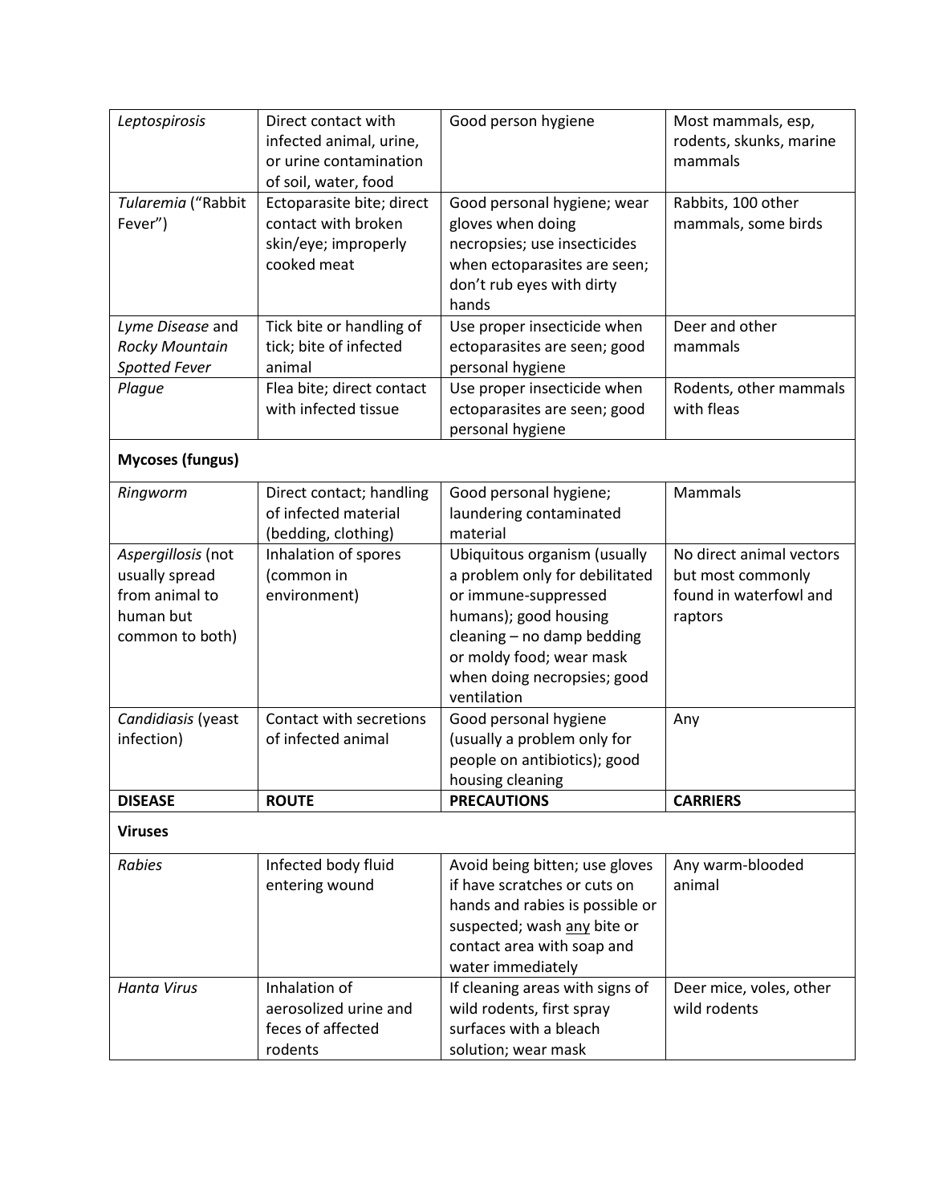| | | | |
|---|---|---|---|
| *Leptospirosis* | Direct contact with infected animal, urine, or urine contamination of soil, water, food | Good person hygiene | Most mammals, esp, rodents, skunks, marine mammals |
| *Tularemia* ("Rabbit Fever") | Ectoparasite bite; direct contact with broken skin/eye; improperly cooked meat | Good personal hygiene; wear gloves when doing necropsies; use insecticides when ectoparasites are seen; don't rub eyes with dirty hands | Rabbits, 100 other mammals, some birds |
| *Lyme Disease* and *Rocky Mountain Spotted Fever* | Tick bite or handling of tick; bite of infected animal | Use proper insecticide when ectoparasites are seen; good personal hygiene | Deer and other mammals |
| *Plague* | Flea bite; direct contact with infected tissue | Use proper insecticide when ectoparasites are seen; good personal hygiene | Rodents, other mammals with fleas |
| **Mycoses (fungus)** | | | |
| *Ringworm* | Direct contact; handling of infected material (bedding, clothing) | Good personal hygiene; laundering contaminated material | Mammals |
| *Aspergillosis* (not usually spread from animal to human but common to both) | Inhalation of spores (common in environment) | Ubiquitous organism (usually a problem only for debilitated or immune-suppressed humans); good housing cleaning – no damp bedding or moldy food; wear mask when doing necropsies; good ventilation | No direct animal vectors but most commonly found in waterfowl and raptors |
| *Candidiasis* (yeast infection) | Contact with secretions of infected animal | Good personal hygiene (usually a problem only for people on antibiotics); good housing cleaning | Any |
| **DISEASE** | **ROUTE** | **PRECAUTIONS** | **CARRIERS** |
| **Viruses** | | | |
| *Rabies* | Infected body fluid entering wound | Avoid being bitten; use gloves if have scratches or cuts on hands and rabies is possible or suspected; wash <u>any</u> bite or contact area with soap and water immediately | Any warm-blooded animal |
| *Hanta Virus* | Inhalation of aerosolized urine and feces of affected rodents | If cleaning areas with signs of wild rodents, first spray surfaces with a bleach solution; wear mask | Deer mice, voles, other wild rodents |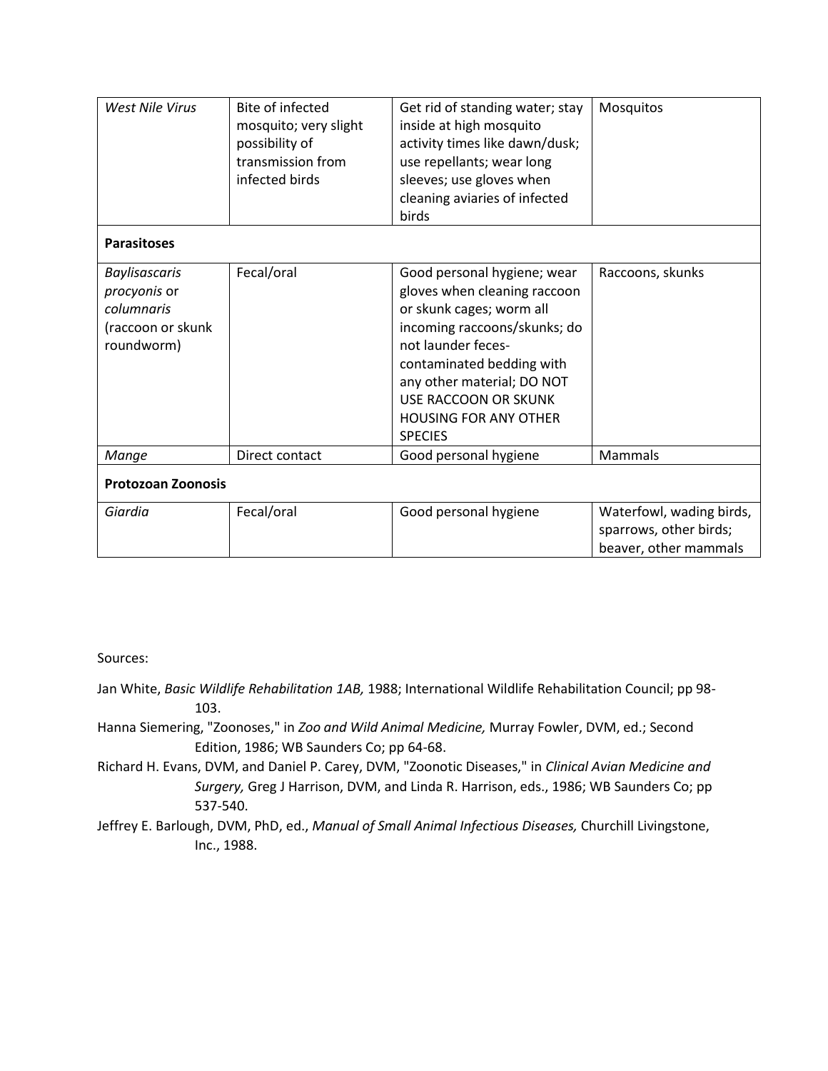| | | | |
|---|---|---|---|
| *West Nile Virus* | Bite of infected mosquito; very slight possibility of transmission from infected birds | Get rid of standing water; stay inside at high mosquito activity times like dawn/dusk; use repellants; wear long sleeves; use gloves when cleaning aviaries of infected birds | Mosquitos |
| **Parasitoses** | | | |
| *Baylisascaris procyonis* or *columnaris* (raccoon or skunk roundworm) | Fecal/oral | Good personal hygiene; wear gloves when cleaning raccoon or skunk cages; worm all incoming raccoons/skunks; do not launder feces-contaminated bedding with any other material; DO NOT USE RACCOON OR SKUNK HOUSING FOR ANY OTHER SPECIES | Raccoons, skunks |
| *Mange* | Direct contact | Good personal hygiene | Mammals |
| **Protozoan Zoonosis** | | | |
| *Giardia* | Fecal/oral | Good personal hygiene | Waterfowl, wading birds, sparrows, other birds; beaver, other mammals |

Sources:

Jan White, *Basic Wildlife Rehabilitation 1AB,* 1988; International Wildlife Rehabilitation Council; pp 98-103.

Hanna Siemering, "Zoonoses," in *Zoo and Wild Animal Medicine,* Murray Fowler, DVM, ed.; Second Edition, 1986; WB Saunders Co; pp 64-68.

Richard H. Evans, DVM, and Daniel P. Carey, DVM, "Zoonotic Diseases," in *Clinical Avian Medicine and Surgery,* Greg J Harrison, DVM, and Linda R. Harrison, eds., 1986; WB Saunders Co; pp 537-540.

Jeffrey E. Barlough, DVM, PhD, ed., *Manual of Small Animal Infectious Diseases,* Churchill Livingstone, Inc., 1988.